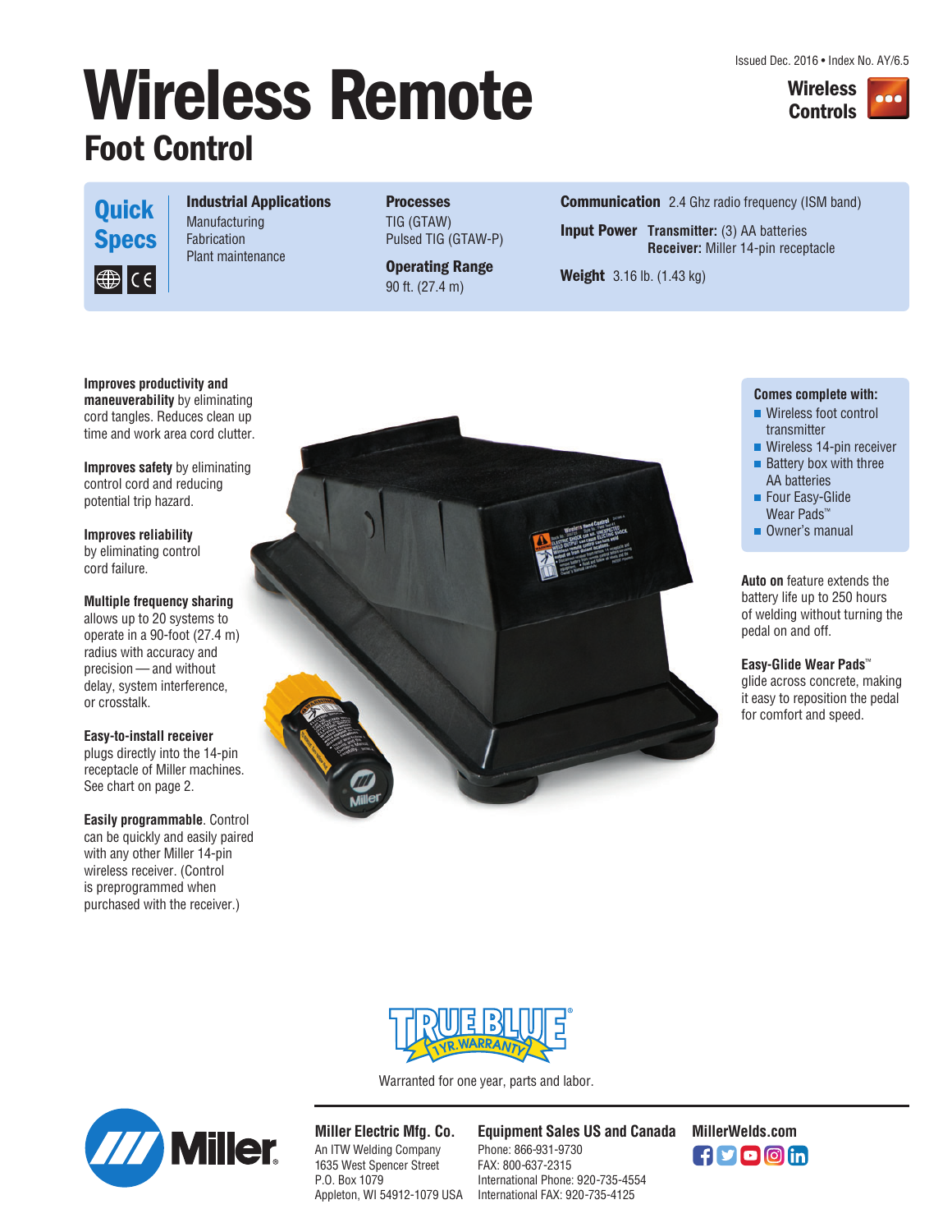Issued Dec. 2016 • Index No. AY/6.5

Wireless Controls

# Wireless Remote
## Foot Control

**Quick Specs**

**Industrial Applications**
Manufacturing
Fabrication
Plant maintenance

**Processes**
TIG (GTAW)
Pulsed TIG (GTAW-P)

**Operating Range**
90 ft. (27.4 m)

**Communication** 2.4 Ghz radio frequency (ISM band)

**Input Power** **Transmitter:** (3) AA batteries
**Receiver:** Miller 14-pin receptacle

**Weight** 3.16 lb. (1.43 kg)

**Improves productivity and maneuverability** by eliminating cord tangles. Reduces clean up time and work area cord clutter.

**Improves safety** by eliminating control cord and reducing potential trip hazard.

**Improves reliability** by eliminating control cord failure.

**Multiple frequency sharing** allows up to 20 systems to operate in a 90-foot (27.4 m) radius with accuracy and precision — and without delay, system interference, or crosstalk.

**Easy-to-install receiver** plugs directly into the 14-pin receptacle of Miller machines. See chart on page 2.

**Easily programmable**. Control can be quickly and easily paired with any other Miller 14-pin wireless receiver. (Control is preprogrammed when purchased with the receiver.)

**Comes complete with:**

- Wireless foot control transmitter
- Wireless 14-pin receiver
- Battery box with three AA batteries
- Four Easy-Glide Wear Pads™
- Owner's manual

**Auto on** feature extends the battery life up to 250 hours of welding without turning the pedal on and off.

**Easy-Glide Wear Pads™** glide across concrete, making it easy to reposition the pedal for comfort and speed.

TRUE BLUE® 1 YR. WARRANTY

Warranted for one year, parts and labor.

**Miller Electric Mfg. Co.**
An ITW Welding Company
1635 West Spencer Street
P.O. Box 1079
Appleton, WI 54912-1079 USA

**Equipment Sales US and Canada**
Phone: 866-931-9730
FAX: 800-637-2315
International Phone: 920-735-4554
International FAX: 920-735-4125

**MillerWelds.com**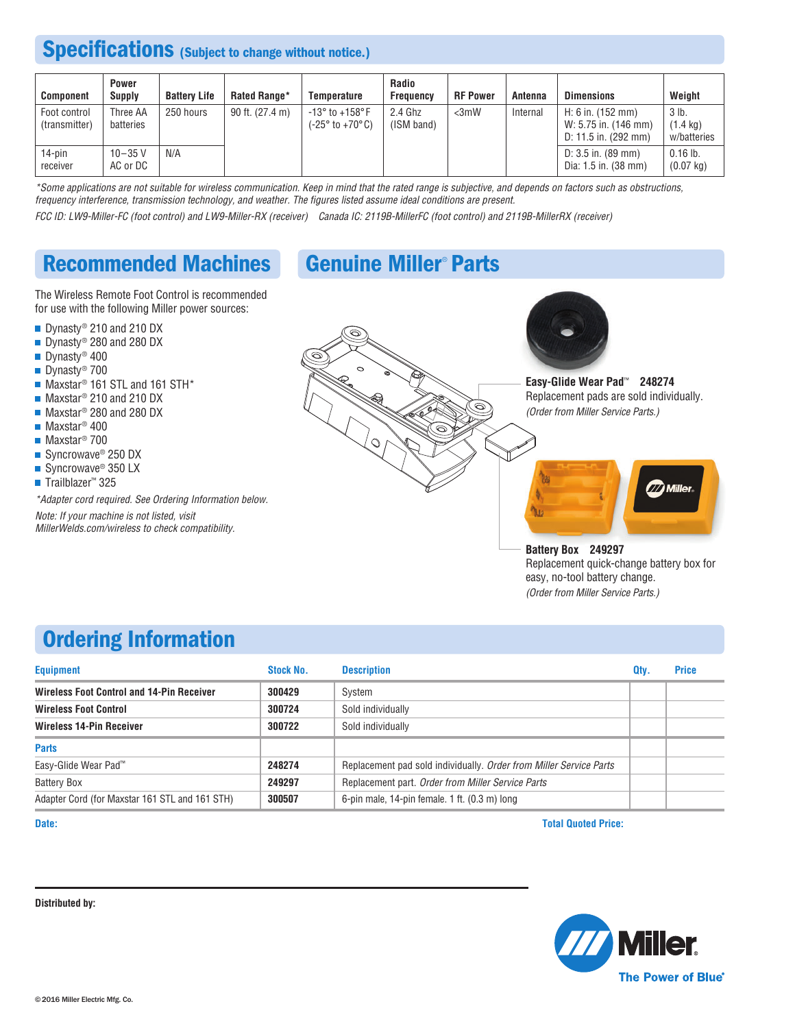## Specifications (Subject to change without notice.)

| Component | Power Supply | Battery Life | Rated Range* | Temperature | Radio Frequency | RF Power | Antenna | Dimensions | Weight |
|---|---|---|---|---|---|---|---|---|---|
| Foot control (transmitter) | Three AA batteries | 250 hours | 90 ft. (27.4 m) | -13° to +158°F (-25° to +70°C) | 2.4 Ghz (ISM band) | <3mW | Internal | H: 6 in. (152 mm) W: 5.75 in. (146 mm) D: 11.5 in. (292 mm) | 3 lb. (1.4 kg) w/batteries |
| 14-pin receiver | 10–35 V AC or DC | N/A | | | | | | D: 3.5 in. (89 mm) Dia: 1.5 in. (38 mm) | 0.16 lb. (0.07 kg) |

*\*Some applications are not suitable for wireless communication. Keep in mind that the rated range is subjective, and depends on factors such as obstructions, frequency interference, transmission technology, and weather. The figures listed assume ideal conditions are present.*

*FCC ID: LW9-Miller-FC (foot control) and LW9-Miller-RX (receiver)    Canada IC: 2119B-MillerFC (foot control) and 2119B-MillerRX (receiver)*

## Recommended Machines

The Wireless Remote Foot Control is recommended for use with the following Miller power sources:

- Dynasty® 210 and 210 DX
- Dynasty® 280 and 280 DX
- Dynasty® 400
- Dynasty® 700
- Maxstar® 161 STL and 161 STH*
- Maxstar® 210 and 210 DX
- Maxstar® 280 and 280 DX
- Maxstar® 400
- Maxstar® 700
- Syncrowave® 250 DX
- Syncrowave® 350 LX
- Trailblazer™ 325

*\*Adapter cord required. See Ordering Information below.*

*Note: If your machine is not listed, visit MillerWelds.com/wireless to check compatibility.*

## Genuine Miller® Parts

**Easy-Glide Wear Pad™ 248274**
Replacement pads are sold individually.
*(Order from Miller Service Parts.)*

**Battery Box 249297**
Replacement quick-change battery box for easy, no-tool battery change.
*(Order from Miller Service Parts.)*

## Ordering Information

| Equipment | Stock No. | Description | Qty. | Price |
|---|---|---|---|---|
| **Wireless Foot Control and 14-Pin Receiver** | **300429** | System | | |
| **Wireless Foot Control** | **300724** | Sold individually | | |
| **Wireless 14-Pin Receiver** | **300722** | Sold individually | | |
| **Parts** | | | | |
| Easy-Glide Wear Pad™ | **248274** | Replacement pad sold individually. *Order from Miller Service Parts* | | |
| Battery Box | **249297** | Replacement part. *Order from Miller Service Parts* | | |
| Adapter Cord (for Maxstar 161 STL and 161 STH) | **300507** | 6-pin male, 14-pin female. 1 ft. (0.3 m) long | | |

**Date:**    **Total Quoted Price:**

**Distributed by:**

Miller
The Power of Blue®

©2016 Miller Electric Mfg. Co.